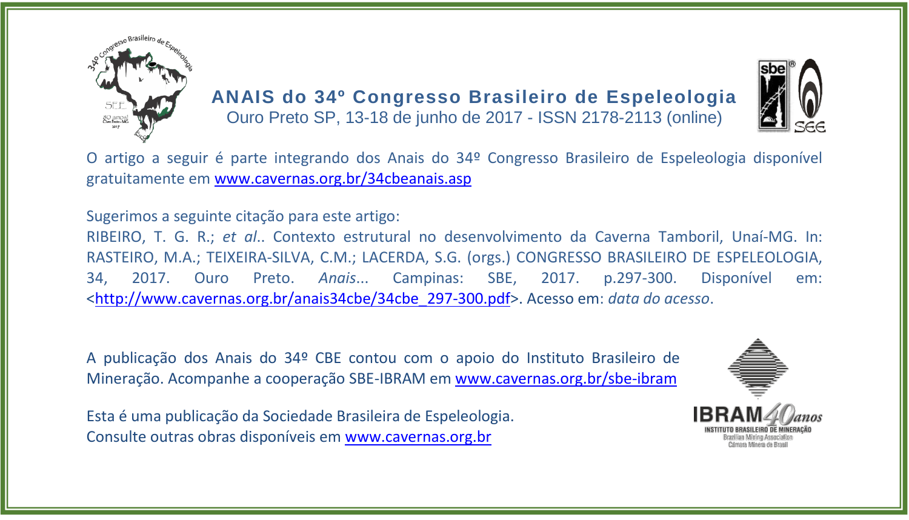# ANAIS do 34º Congresso Brasileiro de Espeleologia

Ouro Preto SP, 13-18 de junho de 2017 - ISSN 2178-2113 (online)

O artigo a seguir é parte integrando dos Anais do 34º Congresso Brasileiro de Espeleologia disponível gratuitamente em www.cavernas.org.br/34cbeanais.asp

Sugerimos a seguinte citação para este artigo:
RIBEIRO, T. G. R.; *et al*.. Contexto estrutural no desenvolvimento da Caverna Tamboril, Unaí-MG. In: RASTEIRO, M.A.; TEIXEIRA-SILVA, C.M.; LACERDA, S.G. (orgs.) CONGRESSO BRASILEIRO DE ESPELEOLOGIA, 34, 2017. Ouro Preto. *Anais*... Campinas: SBE, 2017. p.297-300. Disponível em: <http://www.cavernas.org.br/anais34cbe/34cbe_297-300.pdf>. Acesso em: *data do acesso*.

A publicação dos Anais do 34º CBE contou com o apoio do Instituto Brasileiro de Mineração. Acompanhe a cooperação SBE-IBRAM em www.cavernas.org.br/sbe-ibram

Esta é uma publicação da Sociedade Brasileira de Espeleologia.
Consulte outras obras disponíveis em www.cavernas.org.br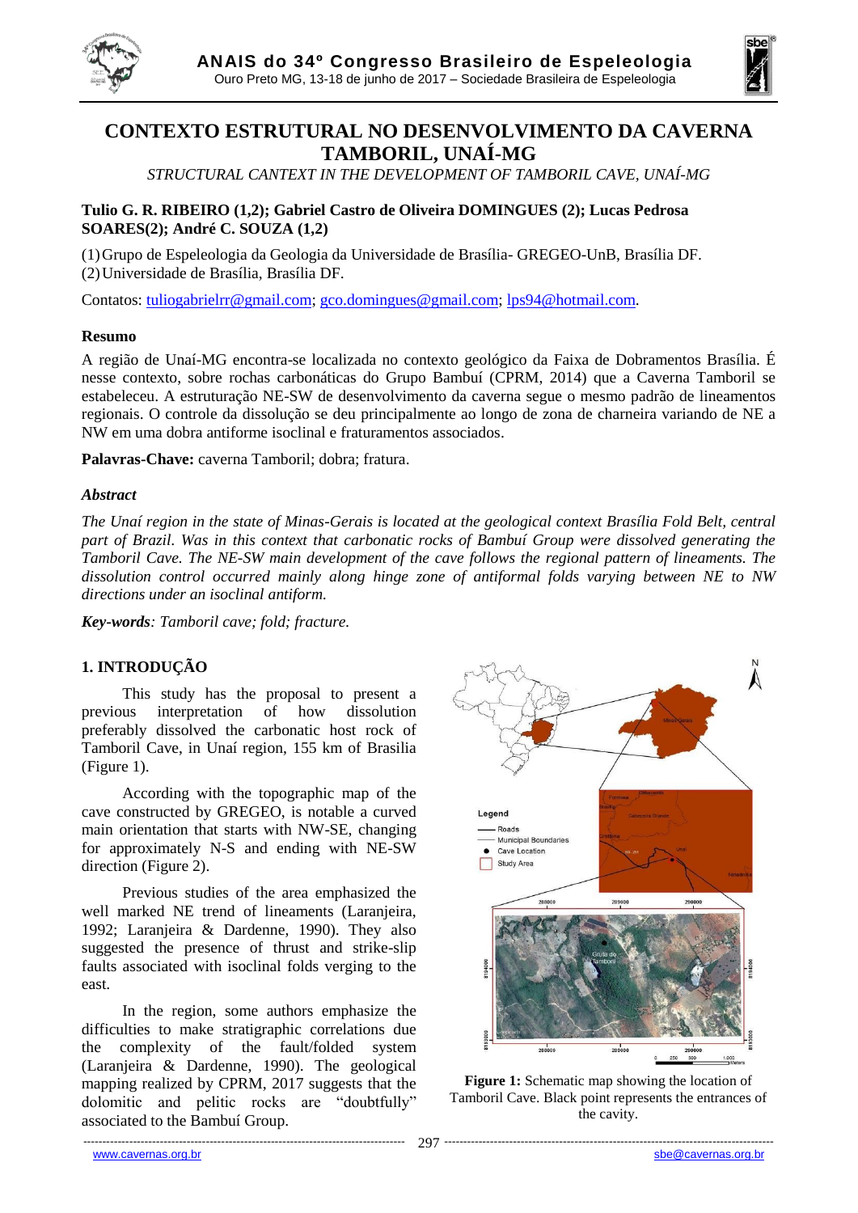# CONTEXTO ESTRUTURAL NO DESENVOLVIMENTO DA CAVERNA TAMBORIL, UNAÍ-MG

*STRUCTURAL CANTEXT IN THE DEVELOPMENT OF TAMBORIL CAVE, UNAÍ-MG*

**Tulio G. R. RIBEIRO (1,2); Gabriel Castro de Oliveira DOMINGUES (2); Lucas Pedrosa SOARES(2); André C. SOUZA (1,2)**

(1) Grupo de Espeleologia da Geologia da Universidade de Brasília- GREGEO-UnB, Brasília DF.
(2) Universidade de Brasília, Brasília DF.

Contatos: tuliogabrielrr@gmail.com; gco.domingues@gmail.com; lps94@hotmail.com.

## Resumo

A região de Unaí-MG encontra-se localizada no contexto geológico da Faixa de Dobramentos Brasília. É nesse contexto, sobre rochas carbonáticas do Grupo Bambuí (CPRM, 2014) que a Caverna Tamboril se estabeleceu. A estruturação NE-SW de desenvolvimento da caverna segue o mesmo padrão de lineamentos regionais. O controle da dissolução se deu principalmente ao longo de zona de charneira variando de NE a NW em uma dobra antiforme isoclinal e fraturamentos associados.

**Palavras-Chave:** caverna Tamboril; dobra; fratura.

## *Abstract*

*The Unaí region in the state of Minas-Gerais is located at the geological context Brasília Fold Belt, central part of Brazil. Was in this context that carbonatic rocks of Bambuí Group were dissolved generating the Tamboril Cave. The NE-SW main development of the cave follows the regional pattern of lineaments. The dissolution control occurred mainly along hinge zone of antiformal folds varying between NE to NW directions under an isoclinal antiform.*

***Key-words****: Tamboril cave; fold; fracture.*

## 1. INTRODUÇÃO

This study has the proposal to present a previous interpretation of how dissolution preferably dissolved the carbonatic host rock of Tamboril Cave, in Unaí region, 155 km of Brasilia (Figure 1).

According with the topographic map of the cave constructed by GREGEO, is notable a curved main orientation that starts with NW-SE, changing for approximately N-S and ending with NE-SW direction (Figure 2).

Previous studies of the area emphasized the well marked NE trend of lineaments (Laranjeira, 1992; Laranjeira & Dardenne, 1990). They also suggested the presence of thrust and strike-slip faults associated with isoclinal folds verging to the east.

In the region, some authors emphasize the difficulties to make stratigraphic correlations due the complexity of the fault/folded system (Laranjeira & Dardenne, 1990). The geological mapping realized by CPRM, 2017 suggests that the dolomitic and pelitic rocks are "doubtfully" associated to the Bambuí Group.

**Figure 1:** Schematic map showing the location of Tamboril Cave. Black point represents the entrances of the cavity.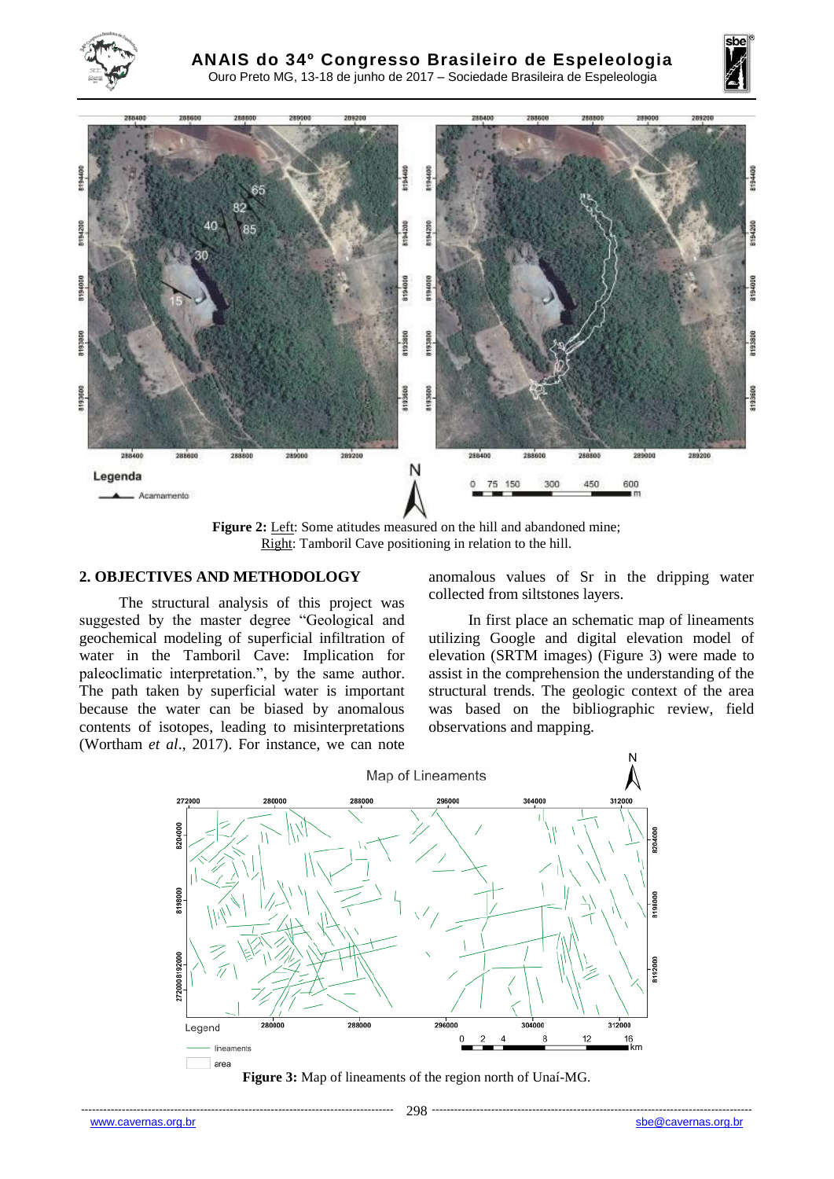**Figure 2:** Left: Some atitudes measured on the hill and abandoned mine; Right: Tamboril Cave positioning in relation to the hill.

## 2. OBJECTIVES AND METHODOLOGY

The structural analysis of this project was suggested by the master degree "Geological and geochemical modeling of superficial infiltration of water in the Tamboril Cave: Implication for paleoclimatic interpretation.", by the same author. The path taken by superficial water is important because the water can be biased by anomalous contents of isotopes, leading to misinterpretations (Wortham *et al*., 2017). For instance, we can note anomalous values of Sr in the dripping water collected from siltstones layers.

In first place an schematic map of lineaments utilizing Google and digital elevation model of elevation (SRTM images) (Figure 3) were made to assist in the comprehension the understanding of the structural trends. The geologic context of the area was based on the bibliographic review, field observations and mapping.

**Figure 3:** Map of lineaments of the region north of Unaí-MG.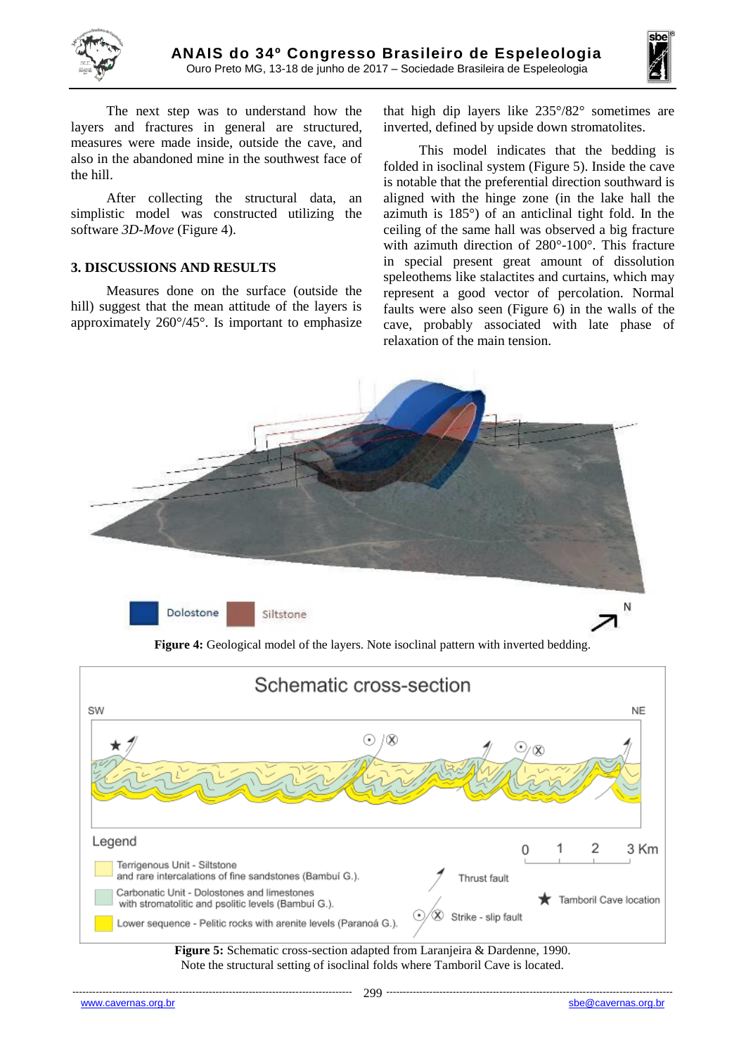The next step was to understand how the layers and fractures in general are structured, measures were made inside, outside the cave, and also in the abandoned mine in the southwest face of the hill.

After collecting the structural data, an simplistic model was constructed utilizing the software *3D-Move* (Figure 4).

## 3. DISCUSSIONS AND RESULTS

Measures done on the surface (outside the hill) suggest that the mean attitude of the layers is approximately 260°/45°. Is important to emphasize that high dip layers like 235°/82° sometimes are inverted, defined by upside down stromatolites.

This model indicates that the bedding is folded in isoclinal system (Figure 5). Inside the cave is notable that the preferential direction southward is aligned with the hinge zone (in the lake hall the azimuth is 185°) of an anticlinal tight fold. In the ceiling of the same hall was observed a big fracture with azimuth direction of 280°-100°. This fracture in special present great amount of dissolution speleothems like stalactites and curtains, which may represent a good vector of percolation. Normal faults were also seen (Figure 6) in the walls of the cave, probably associated with late phase of relaxation of the main tension.

**Figure 4:** Geological model of the layers. Note isoclinal pattern with inverted bedding.

**Figure 5:** Schematic cross-section adapted from Laranjeira & Dardenne, 1990. Note the structural setting of isoclinal folds where Tamboril Cave is located.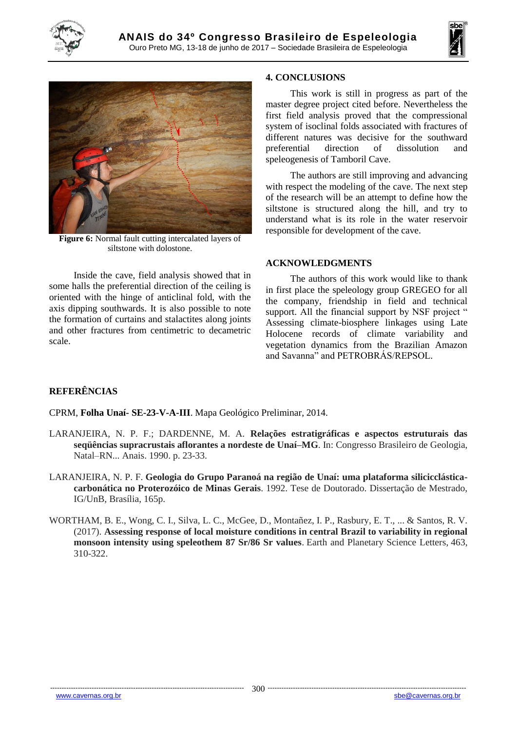Figure 6: Normal fault cutting intercalated layers of siltstone with dolostone.

Inside the cave, field analysis showed that in some halls the preferential direction of the ceiling is oriented with the hinge of anticlinal fold, with the axis dipping southwards. It is also possible to note the formation of curtains and stalactites along joints and other fractures from centimetric to decametric scale.

## 4. CONCLUSIONS

This work is still in progress as part of the master degree project cited before. Nevertheless the first field analysis proved that the compressional system of isoclinal folds associated with fractures of different natures was decisive for the southward preferential direction of dissolution and speleogenesis of Tamboril Cave.

The authors are still improving and advancing with respect the modeling of the cave. The next step of the research will be an attempt to define how the siltstone is structured along the hill, and try to understand what is its role in the water reservoir responsible for development of the cave.

## ACKNOWLEDGMENTS

The authors of this work would like to thank in first place the speleology group GREGEO for all the company, friendship in field and technical support. All the financial support by NSF project " Assessing climate-biosphere linkages using Late Holocene records of climate variability and vegetation dynamics from the Brazilian Amazon and Savanna" and PETROBRÁS/REPSOL.

## REFERÊNCIAS

CPRM, **Folha Unaí- SE-23-V-A-III**. Mapa Geológico Preliminar, 2014.

LARANJEIRA, N. P. F.; DARDENNE, M. A. **Relações estratigráficas e aspectos estruturais das seqüências supracrustais aflorantes a nordeste de Unaí–MG**. In: Congresso Brasileiro de Geologia, Natal–RN... Anais. 1990. p. 23-33.

LARANJEIRA, N. P. F. **Geologia do Grupo Paranoá na região de Unaí: uma plataforma siliciclástica-carbonática no Proterozóico de Minas Gerais**. 1992. Tese de Doutorado. Dissertação de Mestrado, IG/UnB, Brasília, 165p.

WORTHAM, B. E., Wong, C. I., Silva, L. C., McGee, D., Montañez, I. P., Rasbury, E. T., ... & Santos, R. V. (2017). **Assessing response of local moisture conditions in central Brazil to variability in regional monsoon intensity using speleothem 87 Sr/86 Sr values**. Earth and Planetary Science Letters, 463, 310-322.